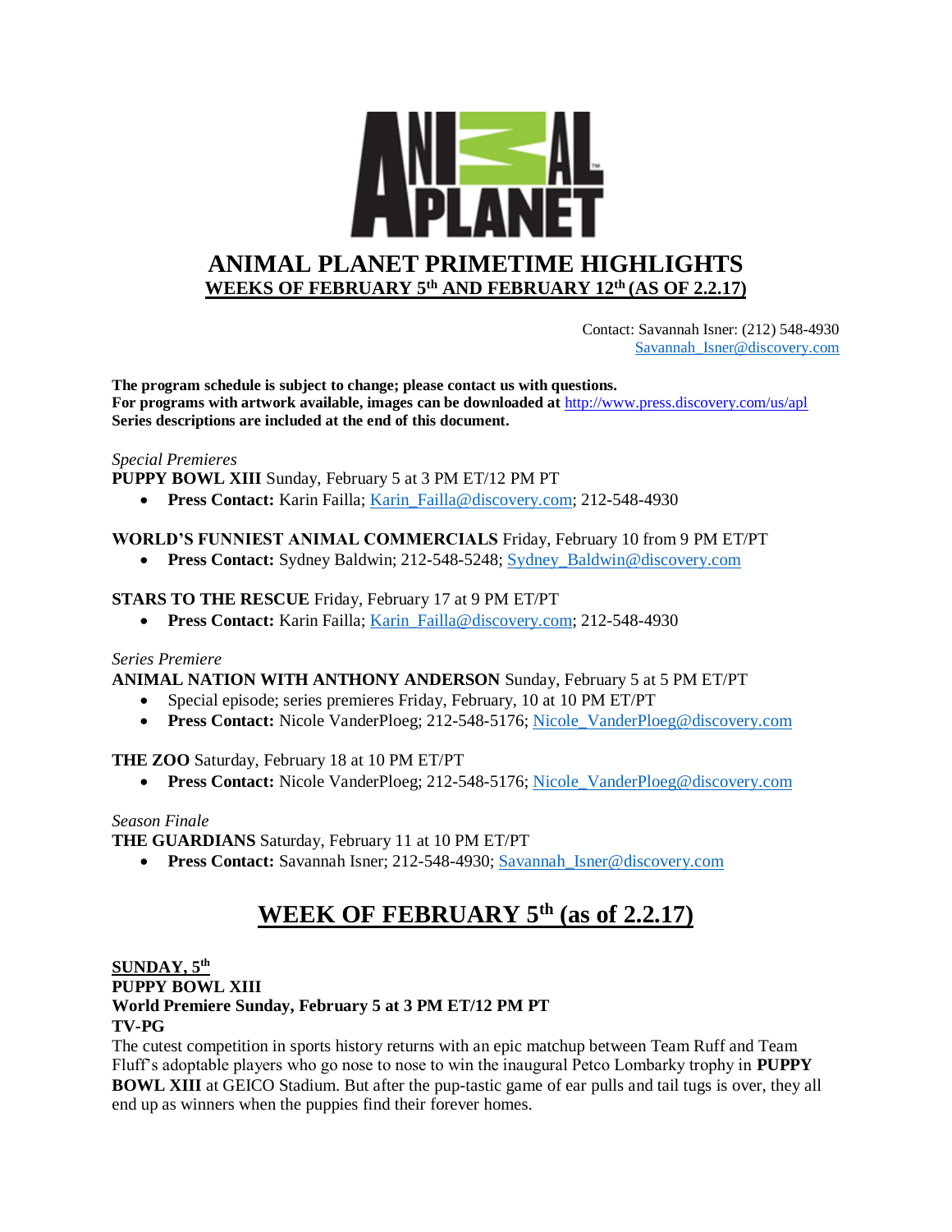# ANIMAL PLANET PRIMETIME HIGHLIGHTS

**WEEKS OF FEBRUARY 5th AND FEBRUARY 12th (AS OF 2.2.17)**

Contact: Savannah Isner: (212) 548-4930
Savannah_Isner@discovery.com

**The program schedule is subject to change; please contact us with questions.**
**For programs with artwork available, images can be downloaded at** http://www.press.discovery.com/us/apl
**Series descriptions are included at the end of this document.**

*Special Premieres*

**PUPPY BOWL XIII** Sunday, February 5 at 3 PM ET/12 PM PT

- **Press Contact:** Karin Failla; Karin_Failla@discovery.com; 212-548-4930

**WORLD'S FUNNIEST ANIMAL COMMERCIALS** Friday, February 10 from 9 PM ET/PT

- **Press Contact:** Sydney Baldwin; 212-548-5248; Sydney_Baldwin@discovery.com

**STARS TO THE RESCUE** Friday, February 17 at 9 PM ET/PT

- **Press Contact:** Karin Failla; Karin_Failla@discovery.com; 212-548-4930

*Series Premiere*

**ANIMAL NATION WITH ANTHONY ANDERSON** Sunday, February 5 at 5 PM ET/PT

- Special episode; series premieres Friday, February, 10 at 10 PM ET/PT
- **Press Contact:** Nicole VanderPloeg; 212-548-5176; Nicole_VanderPloeg@discovery.com

**THE ZOO** Saturday, February 18 at 10 PM ET/PT

- **Press Contact:** Nicole VanderPloeg; 212-548-5176; Nicole_VanderPloeg@discovery.com

*Season Finale*

**THE GUARDIANS** Saturday, February 11 at 10 PM ET/PT

- **Press Contact:** Savannah Isner; 212-548-4930; Savannah_Isner@discovery.com

## WEEK OF FEBRUARY 5th (as of 2.2.17)

**SUNDAY, 5th**
**PUPPY BOWL XIII**
**World Premiere Sunday, February 5 at 3 PM ET/12 PM PT**
**TV-PG**

The cutest competition in sports history returns with an epic matchup between Team Ruff and Team Fluff's adoptable players who go nose to nose to win the inaugural Petco Lombarky trophy in **PUPPY BOWL XIII** at GEICO Stadium. But after the pup-tastic game of ear pulls and tail tugs is over, they all end up as winners when the puppies find their forever homes.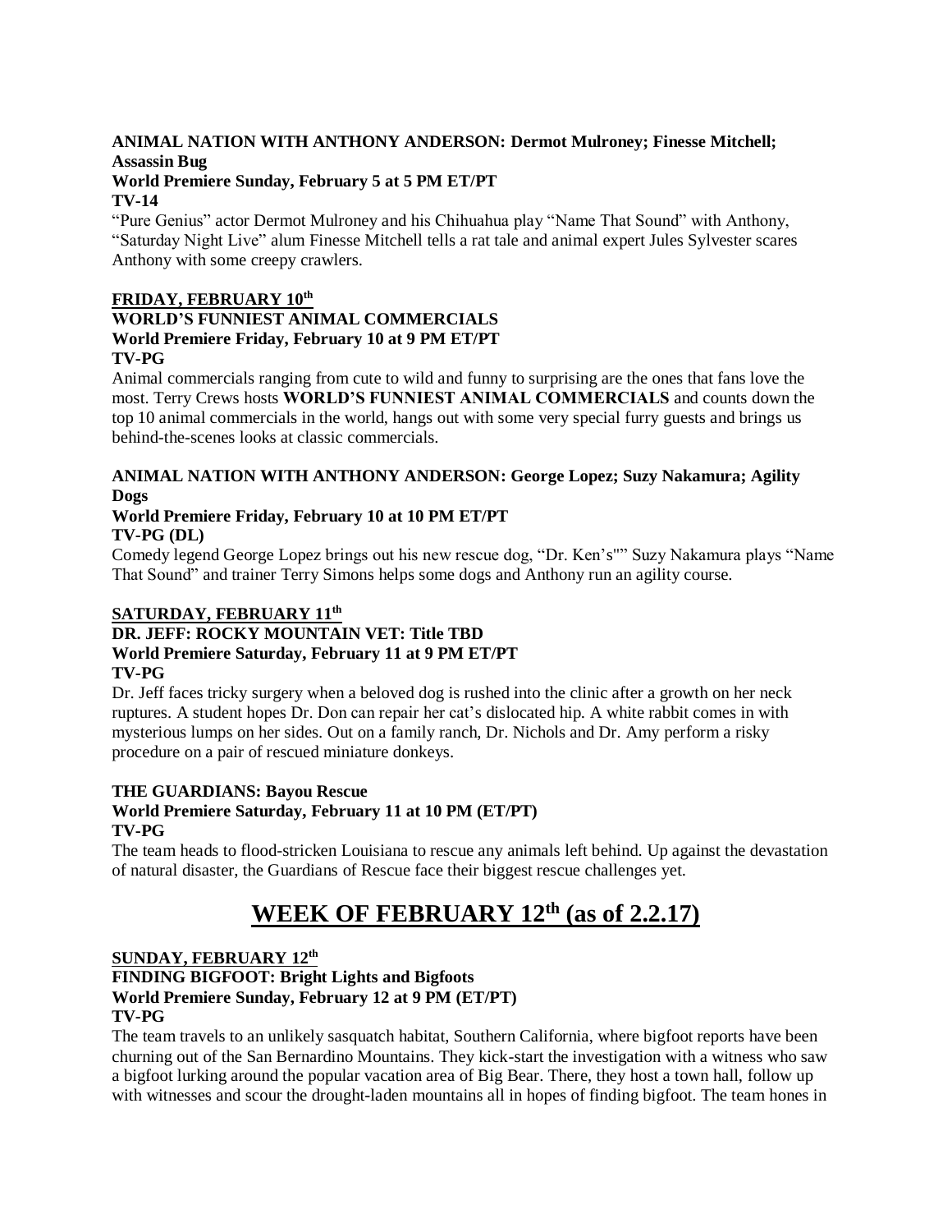**ANIMAL NATION WITH ANTHONY ANDERSON: Dermot Mulroney; Finesse Mitchell; Assassin Bug**
**World Premiere Sunday, February 5 at 5 PM ET/PT**
**TV-14**

"Pure Genius" actor Dermot Mulroney and his Chihuahua play "Name That Sound" with Anthony, "Saturday Night Live" alum Finesse Mitchell tells a rat tale and animal expert Jules Sylvester scares Anthony with some creepy crawlers.

**FRIDAY, FEBRUARY 10th**

**WORLD'S FUNNIEST ANIMAL COMMERCIALS**
**World Premiere Friday, February 10 at 9 PM ET/PT**
**TV-PG**

Animal commercials ranging from cute to wild and funny to surprising are the ones that fans love the most. Terry Crews hosts **WORLD'S FUNNIEST ANIMAL COMMERCIALS** and counts down the top 10 animal commercials in the world, hangs out with some very special furry guests and brings us behind-the-scenes looks at classic commercials.

**ANIMAL NATION WITH ANTHONY ANDERSON: George Lopez; Suzy Nakamura; Agility Dogs**
**World Premiere Friday, February 10 at 10 PM ET/PT**
**TV-PG (DL)**

Comedy legend George Lopez brings out his new rescue dog, "Dr. Ken's"" Suzy Nakamura plays "Name That Sound" and trainer Terry Simons helps some dogs and Anthony run an agility course.

**SATURDAY, FEBRUARY 11th**

**DR. JEFF: ROCKY MOUNTAIN VET: Title TBD**
**World Premiere Saturday, February 11 at 9 PM ET/PT**
**TV-PG**

Dr. Jeff faces tricky surgery when a beloved dog is rushed into the clinic after a growth on her neck ruptures. A student hopes Dr. Don can repair her cat's dislocated hip. A white rabbit comes in with mysterious lumps on her sides. Out on a family ranch, Dr. Nichols and Dr. Amy perform a risky procedure on a pair of rescued miniature donkeys.

**THE GUARDIANS: Bayou Rescue**
**World Premiere Saturday, February 11 at 10 PM (ET/PT)**
**TV-PG**

The team heads to flood-stricken Louisiana to rescue any animals left behind. Up against the devastation of natural disaster, the Guardians of Rescue face their biggest rescue challenges yet.

# WEEK OF FEBRUARY 12th (as of 2.2.17)

**SUNDAY, FEBRUARY 12th**

**FINDING BIGFOOT: Bright Lights and Bigfoots**
**World Premiere Sunday, February 12 at 9 PM (ET/PT)**
**TV-PG**

The team travels to an unlikely sasquatch habitat, Southern California, where bigfoot reports have been churning out of the San Bernardino Mountains. They kick-start the investigation with a witness who saw a bigfoot lurking around the popular vacation area of Big Bear. There, they host a town hall, follow up with witnesses and scour the drought-laden mountains all in hopes of finding bigfoot. The team hones in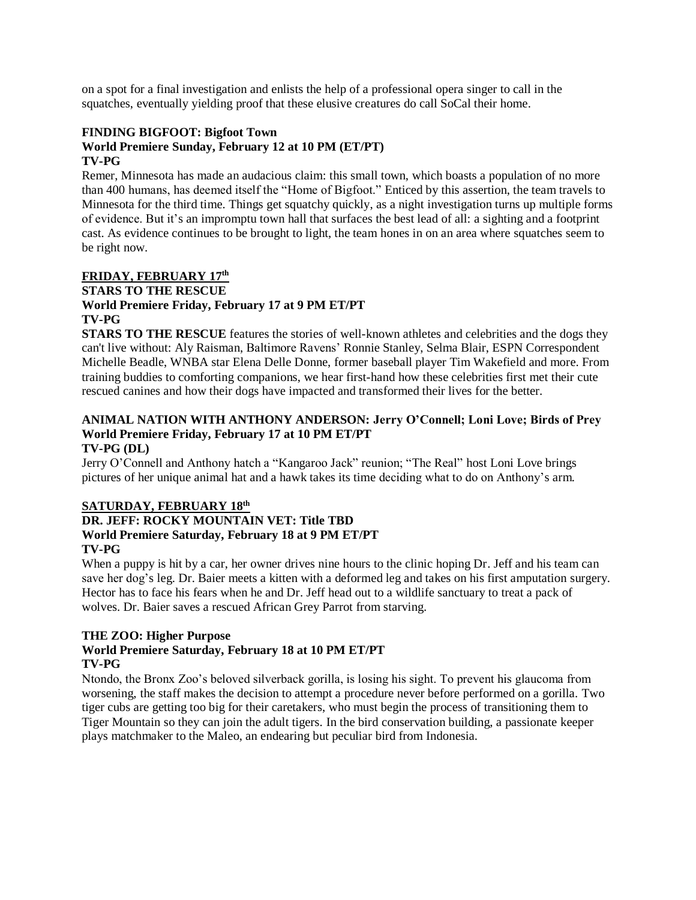on a spot for a final investigation and enlists the help of a professional opera singer to call in the squatches, eventually yielding proof that these elusive creatures do call SoCal their home.

**FINDING BIGFOOT: Bigfoot Town**
**World Premiere Sunday, February 12 at 10 PM (ET/PT)**
**TV-PG**

Remer, Minnesota has made an audacious claim: this small town, which boasts a population of no more than 400 humans, has deemed itself the "Home of Bigfoot." Enticed by this assertion, the team travels to Minnesota for the third time. Things get squatchy quickly, as a night investigation turns up multiple forms of evidence. But it's an impromptu town hall that surfaces the best lead of all: a sighting and a footprint cast. As evidence continues to be brought to light, the team hones in on an area where squatches seem to be right now.

## FRIDAY, FEBRUARY 17th

**STARS TO THE RESCUE**
**World Premiere Friday, February 17 at 9 PM ET/PT**
**TV-PG**

**STARS TO THE RESCUE** features the stories of well-known athletes and celebrities and the dogs they can't live without: Aly Raisman, Baltimore Ravens' Ronnie Stanley, Selma Blair, ESPN Correspondent Michelle Beadle, WNBA star Elena Delle Donne, former baseball player Tim Wakefield and more. From training buddies to comforting companions, we hear first-hand how these celebrities first met their cute rescued canines and how their dogs have impacted and transformed their lives for the better.

**ANIMAL NATION WITH ANTHONY ANDERSON: Jerry O'Connell; Loni Love; Birds of Prey**
**World Premiere Friday, February 17 at 10 PM ET/PT**
**TV-PG (DL)**

Jerry O'Connell and Anthony hatch a "Kangaroo Jack" reunion; "The Real" host Loni Love brings pictures of her unique animal hat and a hawk takes its time deciding what to do on Anthony's arm.

## SATURDAY, FEBRUARY 18th

**DR. JEFF: ROCKY MOUNTAIN VET: Title TBD**
**World Premiere Saturday, February 18 at 9 PM ET/PT**
**TV-PG**

When a puppy is hit by a car, her owner drives nine hours to the clinic hoping Dr. Jeff and his team can save her dog's leg. Dr. Baier meets a kitten with a deformed leg and takes on his first amputation surgery. Hector has to face his fears when he and Dr. Jeff head out to a wildlife sanctuary to treat a pack of wolves. Dr. Baier saves a rescued African Grey Parrot from starving.

**THE ZOO: Higher Purpose**
**World Premiere Saturday, February 18 at 10 PM ET/PT**
**TV-PG**

Ntondo, the Bronx Zoo's beloved silverback gorilla, is losing his sight. To prevent his glaucoma from worsening, the staff makes the decision to attempt a procedure never before performed on a gorilla. Two tiger cubs are getting too big for their caretakers, who must begin the process of transitioning them to Tiger Mountain so they can join the adult tigers. In the bird conservation building, a passionate keeper plays matchmaker to the Maleo, an endearing but peculiar bird from Indonesia.